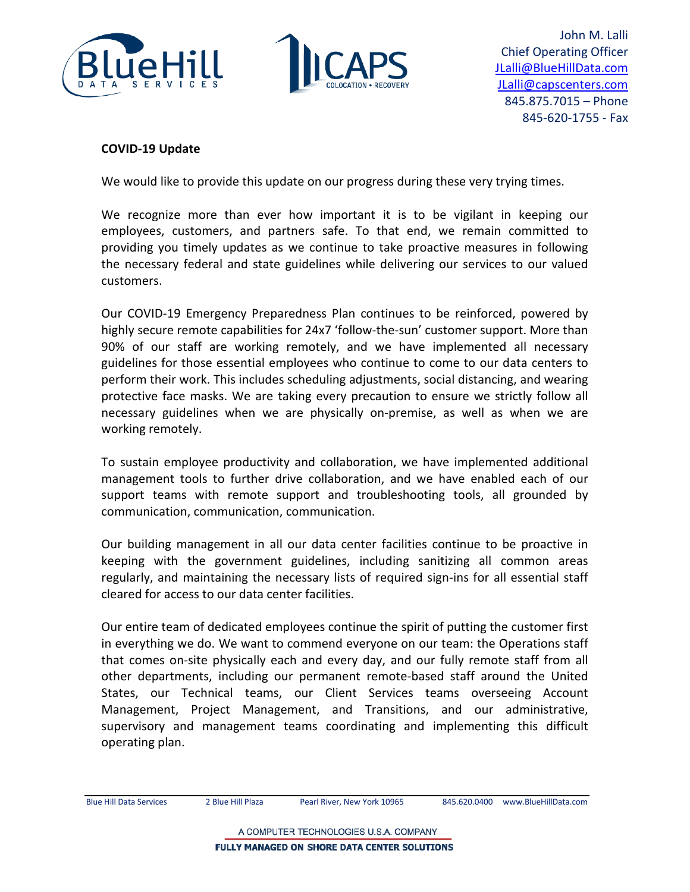John M. Lalli
Chief Operating Officer
JLalli@BlueHillData.com
JLalli@capscenters.com
845.875.7015 – Phone
845-620-1755 - Fax

**COVID-19 Update**

We would like to provide this update on our progress during these very trying times.

We recognize more than ever how important it is to be vigilant in keeping our employees, customers, and partners safe. To that end, we remain committed to providing you timely updates as we continue to take proactive measures in following the necessary federal and state guidelines while delivering our services to our valued customers.

Our COVID-19 Emergency Preparedness Plan continues to be reinforced, powered by highly secure remote capabilities for 24x7 'follow-the-sun' customer support. More than 90% of our staff are working remotely, and we have implemented all necessary guidelines for those essential employees who continue to come to our data centers to perform their work. This includes scheduling adjustments, social distancing, and wearing protective face masks. We are taking every precaution to ensure we strictly follow all necessary guidelines when we are physically on-premise, as well as when we are working remotely.

To sustain employee productivity and collaboration, we have implemented additional management tools to further drive collaboration, and we have enabled each of our support teams with remote support and troubleshooting tools, all grounded by communication, communication, communication.

Our building management in all our data center facilities continue to be proactive in keeping with the government guidelines, including sanitizing all common areas regularly, and maintaining the necessary lists of required sign-ins for all essential staff cleared for access to our data center facilities.

Our entire team of dedicated employees continue the spirit of putting the customer first in everything we do. We want to commend everyone on our team: the Operations staff that comes on-site physically each and every day, and our fully remote staff from all other departments, including our permanent remote-based staff around the United States, our Technical teams, our Client Services teams overseeing Account Management, Project Management, and Transitions, and our administrative, supervisory and management teams coordinating and implementing this difficult operating plan.

Blue Hill Data Services 2 Blue Hill Plaza Pearl River, New York 10965 845.620.0400 www.BlueHillData.com

A COMPUTER TECHNOLOGIES U.S.A. COMPANY
FULLY MANAGED ON SHORE DATA CENTER SOLUTIONS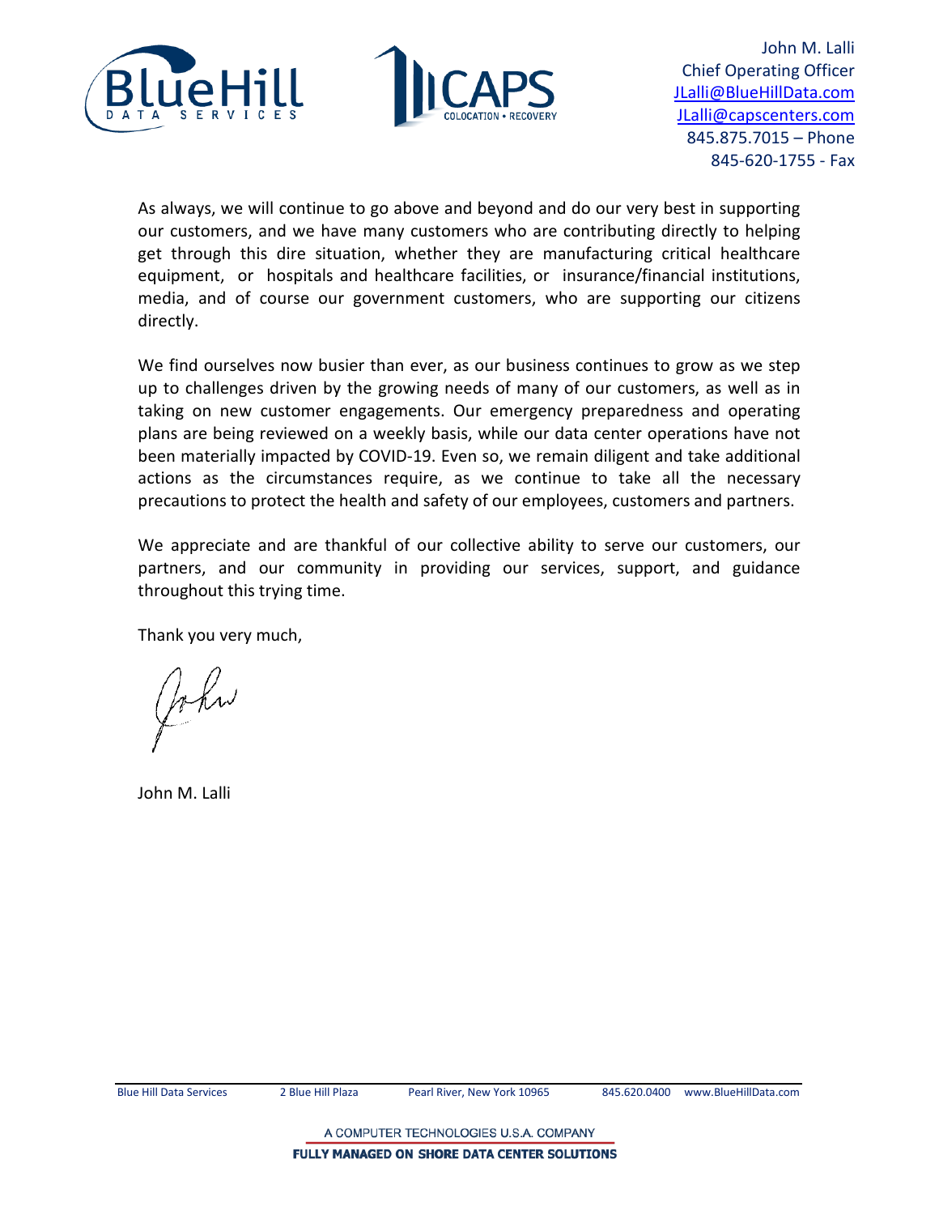John M. Lalli
Chief Operating Officer
JLalli@BlueHillData.com
JLalli@capscenters.com
845.875.7015 – Phone
845-620-1755 - Fax

As always, we will continue to go above and beyond and do our very best in supporting our customers, and we have many customers who are contributing directly to helping get through this dire situation, whether they are manufacturing critical healthcare equipment, or hospitals and healthcare facilities, or insurance/financial institutions, media, and of course our government customers, who are supporting our citizens directly.

We find ourselves now busier than ever, as our business continues to grow as we step up to challenges driven by the growing needs of many of our customers, as well as in taking on new customer engagements. Our emergency preparedness and operating plans are being reviewed on a weekly basis, while our data center operations have not been materially impacted by COVID-19. Even so, we remain diligent and take additional actions as the circumstances require, as we continue to take all the necessary precautions to protect the health and safety of our employees, customers and partners.

We appreciate and are thankful of our collective ability to serve our customers, our partners, and our community in providing our services, support, and guidance throughout this trying time.

Thank you very much,

John

John M. Lalli

Blue Hill Data Services 2 Blue Hill Plaza Pearl River, New York 10965 845.620.0400 www.BlueHillData.com

A COMPUTER TECHNOLOGIES U.S.A. COMPANY

**FULLY MANAGED ON SHORE DATA CENTER SOLUTIONS**